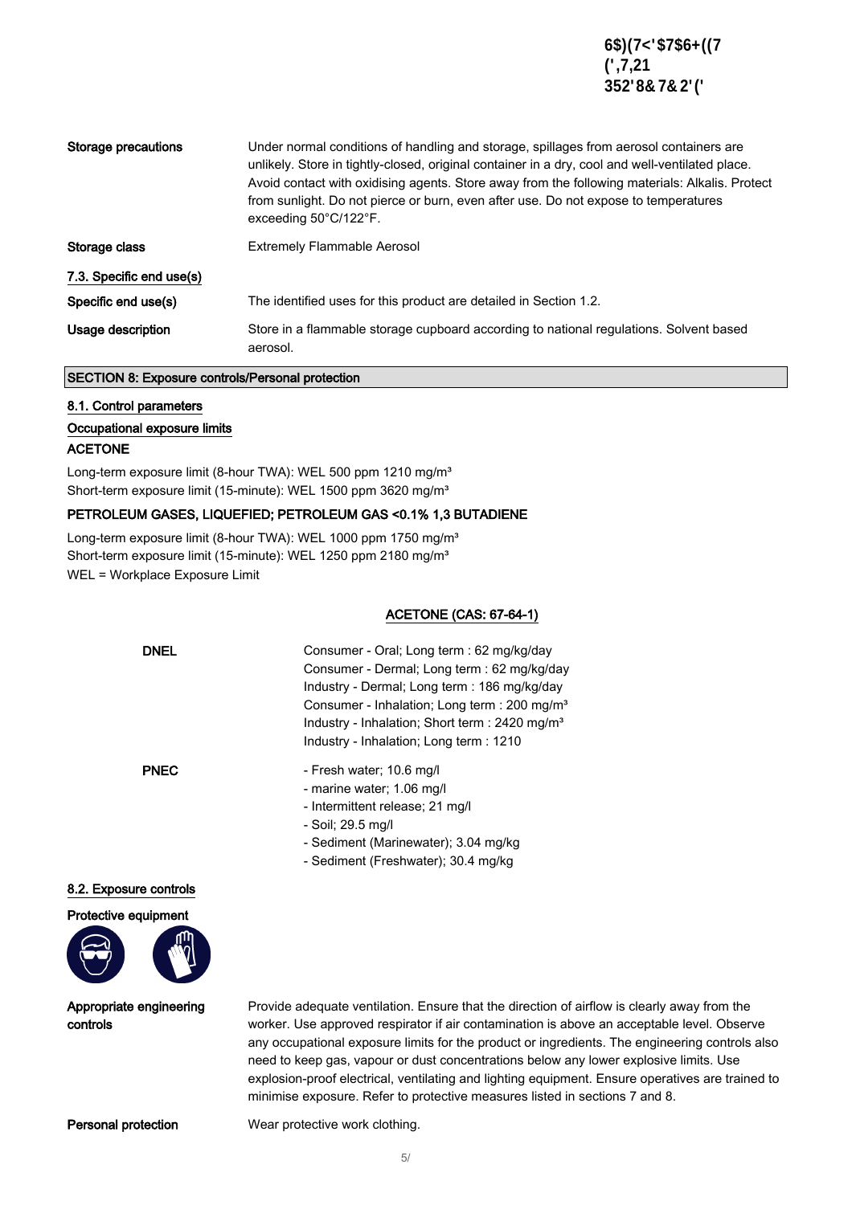| | |
|---|---|
| **Storage precautions** | Under normal conditions of handling and storage, spillages from aerosol containers are unlikely. Store in tightly-closed, original container in a dry, cool and well-ventilated place. Avoid contact with oxidising agents. Store away from the following materials: Alkalis. Protect from sunlight. Do not pierce or burn, even after use. Do not expose to temperatures exceeding 50°C/122°F. |
| **Storage class** | Extremely Flammable Aerosol |

### 7.3. Specific end use(s)

| | |
|---|---|
| **Specific end use(s)** | The identified uses for this product are detailed in Section 1.2. |
| **Usage description** | Store in a flammable storage cupboard according to national regulations. Solvent based aerosol. |

## SECTION 8: Exposure controls/Personal protection

### 8.1. Control parameters

#### Occupational exposure limits

**ACETONE**

Long-term exposure limit (8-hour TWA): WEL 500 ppm 1210 mg/m³
Short-term exposure limit (15-minute): WEL 1500 ppm 3620 mg/m³

**PETROLEUM GASES, LIQUEFIED; PETROLEUM GAS <0.1% 1,3 BUTADIENE**

Long-term exposure limit (8-hour TWA): WEL 1000 ppm 1750 mg/m³
Short-term exposure limit (15-minute): WEL 1250 ppm 2180 mg/m³
WEL = Workplace Exposure Limit

**ACETONE (CAS: 67-64-1)**

**DNEL**

Consumer - Oral; Long term : 62 mg/kg/day
Consumer - Dermal; Long term : 62 mg/kg/day
Industry - Dermal; Long term : 186 mg/kg/day
Consumer - Inhalation; Long term : 200 mg/m³
Industry - Inhalation; Short term : 2420 mg/m³
Industry - Inhalation; Long term : 1210

**PNEC**

- Fresh water; 10.6 mg/l
- marine water; 1.06 mg/l
- Intermittent release; 21 mg/l
- Soil; 29.5 mg/l
- Sediment (Marinewater); 3.04 mg/kg
- Sediment (Freshwater); 30.4 mg/kg

### 8.2. Exposure controls

**Protective equipment**

| | |
|---|---|
| **Appropriate engineering controls** | Provide adequate ventilation. Ensure that the direction of airflow is clearly away from the worker. Use approved respirator if air contamination is above an acceptable level. Observe any occupational exposure limits for the product or ingredients. The engineering controls also need to keep gas, vapour or dust concentrations below any lower explosive limits. Use explosion-proof electrical, ventilating and lighting equipment. Ensure operatives are trained to minimise exposure. Refer to protective measures listed in sections 7 and 8. |
| **Personal protection** | Wear protective work clothing. |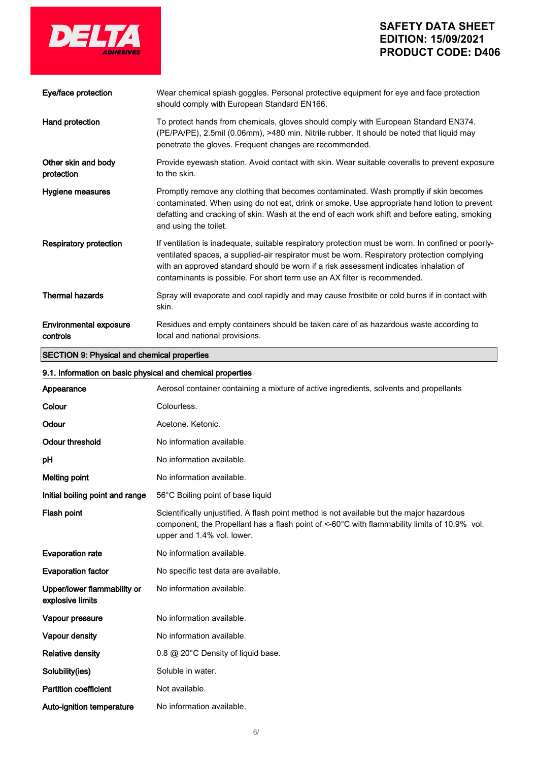| | |
|---|---|
| **Eye/face protection** | Wear chemical splash goggles. Personal protective equipment for eye and face protection should comply with European Standard EN166. |
| **Hand protection** | To protect hands from chemicals, gloves should comply with European Standard EN374. (PE/PA/PE), 2.5mil (0.06mm), >480 min. Nitrile rubber. It should be noted that liquid may penetrate the gloves. Frequent changes are recommended. |
| **Other skin and body protection** | Provide eyewash station. Avoid contact with skin. Wear suitable coveralls to prevent exposure to the skin. |
| **Hygiene measures** | Promptly remove any clothing that becomes contaminated. Wash promptly if skin becomes contaminated. When using do not eat, drink or smoke. Use appropriate hand lotion to prevent defatting and cracking of skin. Wash at the end of each work shift and before eating, smoking and using the toilet. |
| **Respiratory protection** | If ventilation is inadequate, suitable respiratory protection must be worn. In confined or poorly-ventilated spaces, a supplied-air respirator must be worn. Respiratory protection complying with an approved standard should be worn if a risk assessment indicates inhalation of contaminants is possible. For short term use an AX filter is recommended. |
| **Thermal hazards** | Spray will evaporate and cool rapidly and may cause frostbite or cold burns if in contact with skin. |
| **Environmental exposure controls** | Residues and empty containers should be taken care of as hazardous waste according to local and national provisions. |

## SECTION 9: Physical and chemical properties

### 9.1. Information on basic physical and chemical properties

| | |
|---|---|
| **Appearance** | Aerosol container containing a mixture of active ingredients, solvents and propellants |
| **Colour** | Colourless. |
| **Odour** | Acetone. Ketonic. |
| **Odour threshold** | No information available. |
| **pH** | No information available. |
| **Melting point** | No information available. |
| **Initial boiling point and range** | 56°C Boiling point of base liquid |
| **Flash point** | Scientifically unjustified. A flash point method is not available but the major hazardous component, the Propellant has a flash point of <-60°C with flammability limits of 10.9% vol. upper and 1.4% vol. lower. |
| **Evaporation rate** | No information available. |
| **Evaporation factor** | No specific test data are available. |
| **Upper/lower flammability or explosive limits** | No information available. |
| **Vapour pressure** | No information available. |
| **Vapour density** | No information available. |
| **Relative density** | 0.8 @ 20°C Density of liquid base. |
| **Solubility(ies)** | Soluble in water. |
| **Partition coefficient** | Not available. |
| **Auto-ignition temperature** | No information available. |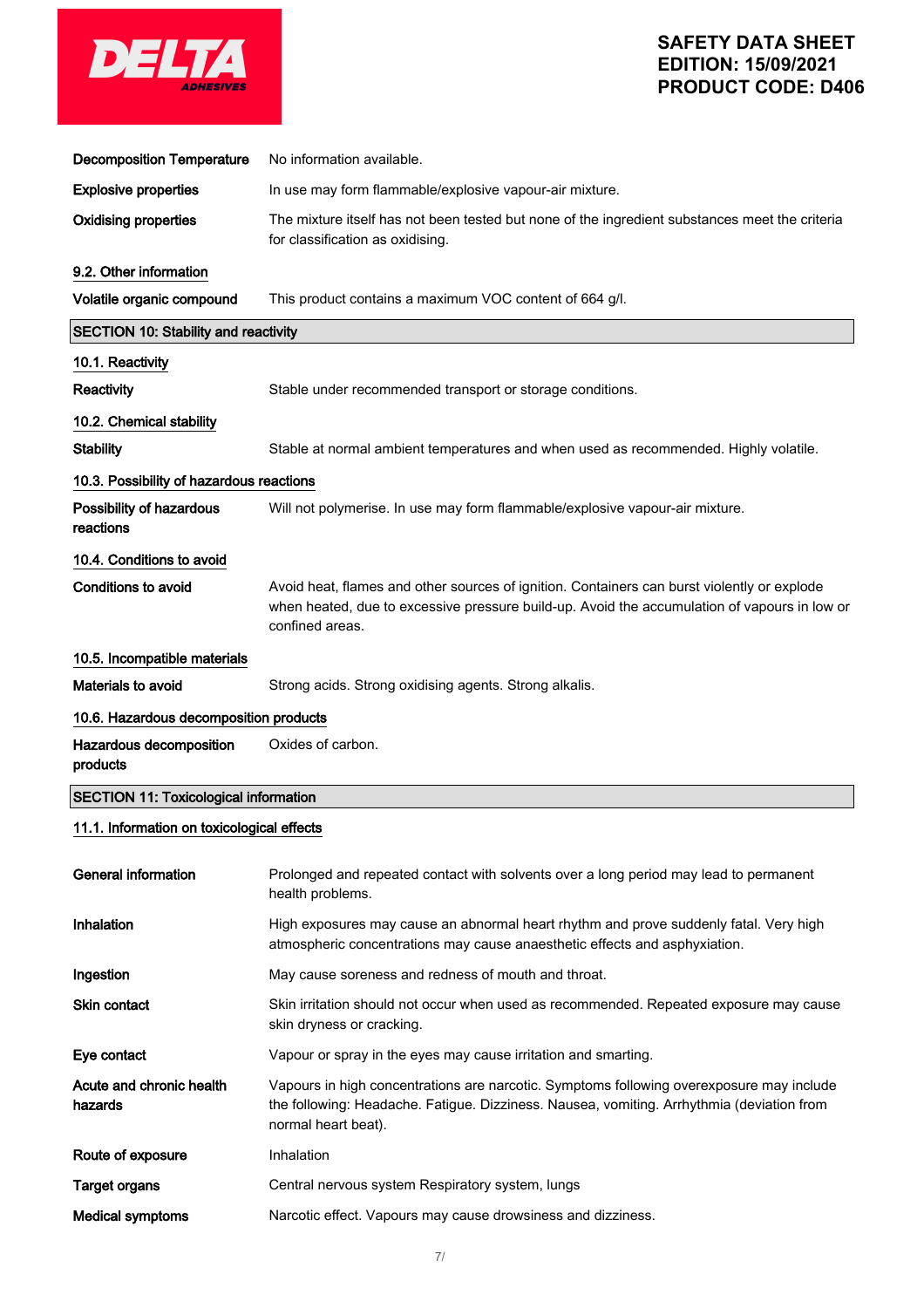| | |
|---|---|
| **Decomposition Temperature** | No information available. |
| **Explosive properties** | In use may form flammable/explosive vapour-air mixture. |
| **Oxidising properties** | The mixture itself has not been tested but none of the ingredient substances meet the criteria for classification as oxidising. |

### 9.2. Other information

| | |
|---|---|
| **Volatile organic compound** | This product contains a maximum VOC content of 664 g/l. |

## SECTION 10: Stability and reactivity

### 10.1. Reactivity

| | |
|---|---|
| **Reactivity** | Stable under recommended transport or storage conditions. |

### 10.2. Chemical stability

| | |
|---|---|
| **Stability** | Stable at normal ambient temperatures and when used as recommended. Highly volatile. |

### 10.3. Possibility of hazardous reactions

| | |
|---|---|
| **Possibility of hazardous reactions** | Will not polymerise. In use may form flammable/explosive vapour-air mixture. |

### 10.4. Conditions to avoid

| | |
|---|---|
| **Conditions to avoid** | Avoid heat, flames and other sources of ignition. Containers can burst violently or explode when heated, due to excessive pressure build-up. Avoid the accumulation of vapours in low or confined areas. |

### 10.5. Incompatible materials

| | |
|---|---|
| **Materials to avoid** | Strong acids. Strong oxidising agents. Strong alkalis. |

### 10.6. Hazardous decomposition products

| | |
|---|---|
| **Hazardous decomposition products** | Oxides of carbon. |

## SECTION 11: Toxicological information

### 11.1. Information on toxicological effects

| | |
|---|---|
| **General information** | Prolonged and repeated contact with solvents over a long period may lead to permanent health problems. |
| **Inhalation** | High exposures may cause an abnormal heart rhythm and prove suddenly fatal. Very high atmospheric concentrations may cause anaesthetic effects and asphyxiation. |
| **Ingestion** | May cause soreness and redness of mouth and throat. |
| **Skin contact** | Skin irritation should not occur when used as recommended. Repeated exposure may cause skin dryness or cracking. |
| **Eye contact** | Vapour or spray in the eyes may cause irritation and smarting. |
| **Acute and chronic health hazards** | Vapours in high concentrations are narcotic. Symptoms following overexposure may include the following: Headache. Fatigue. Dizziness. Nausea, vomiting. Arrhythmia (deviation from normal heart beat). |
| **Route of exposure** | Inhalation |
| **Target organs** | Central nervous system Respiratory system, lungs |
| **Medical symptoms** | Narcotic effect. Vapours may cause drowsiness and dizziness. |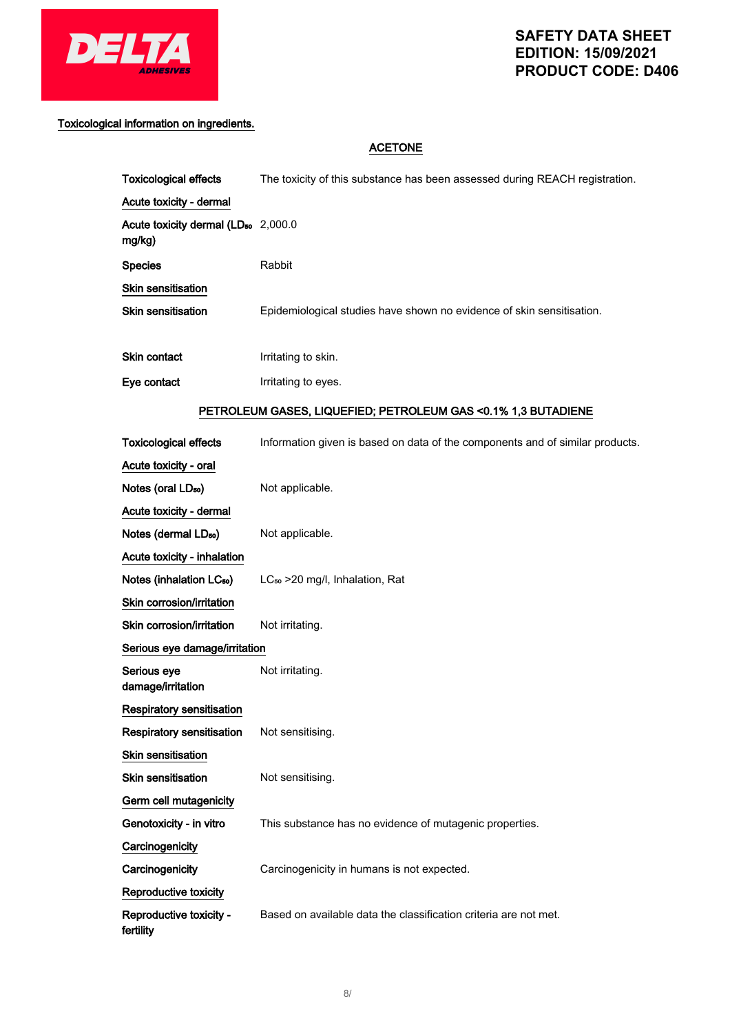## Toxicological information on ingredients.

### ACETONE

**Toxicological effects** The toxicity of this substance has been assessed during REACH registration.

**Acute toxicity - dermal**

| | |
|---|---|
| **Acute toxicity dermal ($LD_{50}$ mg/kg)** | 2,000.0 |
| **Species** | Rabbit |

**Skin sensitisation**

| | |
|---|---|
| **Skin sensitisation** | Epidemiological studies have shown no evidence of skin sensitisation. |
| **Skin contact** | Irritating to skin. |
| **Eye contact** | Irritating to eyes. |

### PETROLEUM GASES, LIQUEFIED; PETROLEUM GAS <0.1% 1,3 BUTADIENE

**Toxicological effects** Information given is based on data of the components and of similar products.

**Acute toxicity - oral**

| | |
|---|---|
| **Notes (oral $LD_{50}$)** | Not applicable. |

**Acute toxicity - dermal**

| | |
|---|---|
| **Notes (dermal $LD_{50}$)** | Not applicable. |

**Acute toxicity - inhalation**

| | |
|---|---|
| **Notes (inhalation $LC_{50}$)** | $LC_{50}$ >20 mg/l, Inhalation, Rat |

**Skin corrosion/irritation**

| | |
|---|---|
| **Skin corrosion/irritation** | Not irritating. |

**Serious eye damage/irritation**

| | |
|---|---|
| **Serious eye damage/irritation** | Not irritating. |

**Respiratory sensitisation**

| | |
|---|---|
| **Respiratory sensitisation** | Not sensitising. |

**Skin sensitisation**

| | |
|---|---|
| **Skin sensitisation** | Not sensitising. |

**Germ cell mutagenicity**

| | |
|---|---|
| **Genotoxicity - in vitro** | This substance has no evidence of mutagenic properties. |

**Carcinogenicity**

| | |
|---|---|
| **Carcinogenicity** | Carcinogenicity in humans is not expected. |

**Reproductive toxicity**

| | |
|---|---|
| **Reproductive toxicity - fertility** | Based on available data the classification criteria are not met. |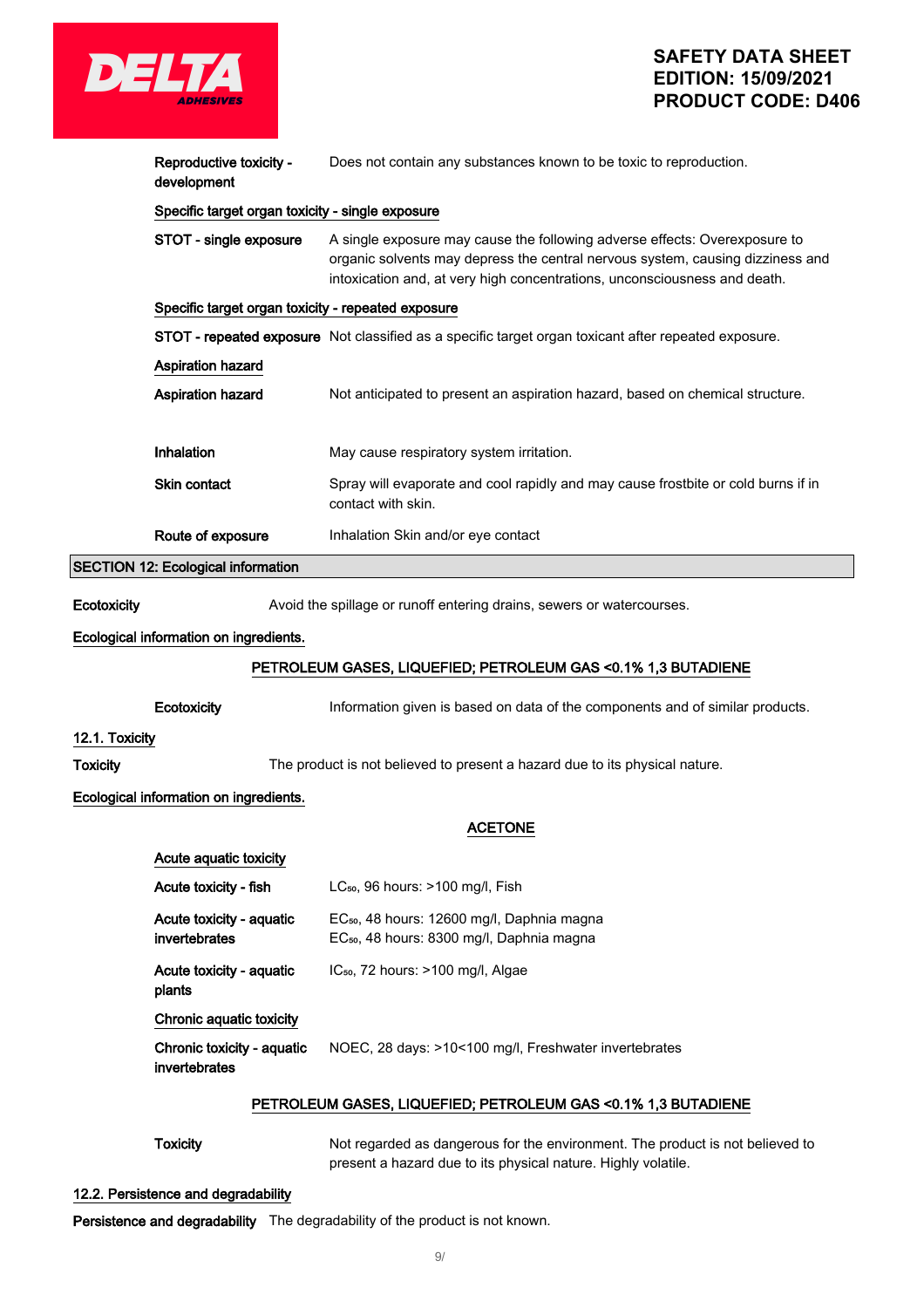**Reproductive toxicity - development** Does not contain any substances known to be toxic to reproduction.

Specific target organ toxicity - single exposure

**STOT - single exposure** A single exposure may cause the following adverse effects: Overexposure to organic solvents may depress the central nervous system, causing dizziness and intoxication and, at very high concentrations, unconsciousness and death.

Specific target organ toxicity - repeated exposure

**STOT - repeated exposure** Not classified as a specific target organ toxicant after repeated exposure.

Aspiration hazard

**Aspiration hazard** Not anticipated to present an aspiration hazard, based on chemical structure.

**Inhalation** May cause respiratory system irritation.

**Skin contact** Spray will evaporate and cool rapidly and may cause frostbite or cold burns if in contact with skin.

**Route of exposure** Inhalation Skin and/or eye contact

## SECTION 12: Ecological information

**Ecotoxicity** Avoid the spillage or runoff entering drains, sewers or watercourses.

Ecological information on ingredients.

PETROLEUM GASES, LIQUEFIED; PETROLEUM GAS <0.1% 1,3 BUTADIENE

**Ecotoxicity** Information given is based on data of the components and of similar products.

### 12.1. Toxicity

**Toxicity** The product is not believed to present a hazard due to its physical nature.

Ecological information on ingredients.

ACETONE

Acute aquatic toxicity

**Acute toxicity - fish** $LC_{50}$, 96 hours: >100 mg/l, Fish

**Acute toxicity - aquatic invertebrates** $EC_{50}$, 48 hours: 12600 mg/l, Daphnia magna
$EC_{50}$, 48 hours: 8300 mg/l, Daphnia magna

**Acute toxicity - aquatic plants** $IC_{50}$, 72 hours: >100 mg/l, Algae

Chronic aquatic toxicity

**Chronic toxicity - aquatic invertebrates** NOEC, 28 days: >10<100 mg/l, Freshwater invertebrates

PETROLEUM GASES, LIQUEFIED; PETROLEUM GAS <0.1% 1,3 BUTADIENE

**Toxicity** Not regarded as dangerous for the environment. The product is not believed to present a hazard due to its physical nature. Highly volatile.

### 12.2. Persistence and degradability

**Persistence and degradability** The degradability of the product is not known.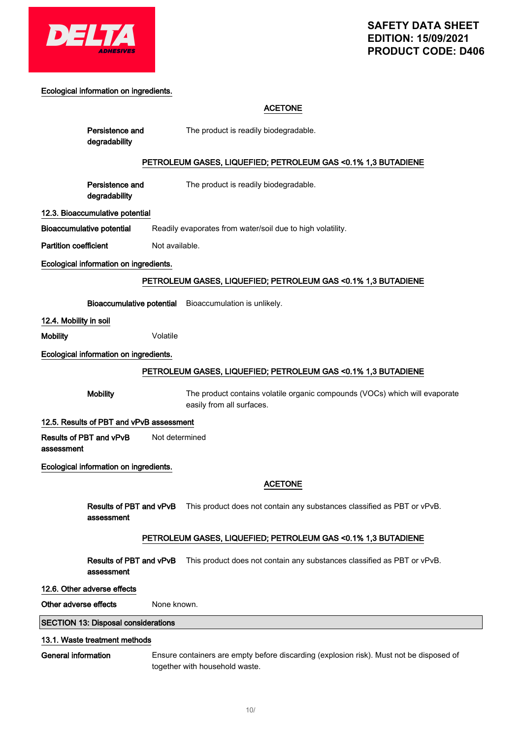Ecological information on ingredients.

**ACETONE**

**Persistence and degradability** The product is readily biodegradable.

**PETROLEUM GASES, LIQUEFIED; PETROLEUM GAS <0.1% 1,3 BUTADIENE**

**Persistence and degradability** The product is readily biodegradable.

### 12.3. Bioaccumulative potential

**Bioaccumulative potential** Readily evaporates from water/soil due to high volatility.

**Partition coefficient** Not available.

Ecological information on ingredients.

**PETROLEUM GASES, LIQUEFIED; PETROLEUM GAS <0.1% 1,3 BUTADIENE**

**Bioaccumulative potential** Bioaccumulation is unlikely.

### 12.4. Mobility in soil

**Mobility** Volatile

Ecological information on ingredients.

**PETROLEUM GASES, LIQUEFIED; PETROLEUM GAS <0.1% 1,3 BUTADIENE**

**Mobility** The product contains volatile organic compounds (VOCs) which will evaporate easily from all surfaces.

### 12.5. Results of PBT and vPvB assessment

**Results of PBT and vPvB assessment** Not determined

Ecological information on ingredients.

**ACETONE**

**Results of PBT and vPvB assessment** This product does not contain any substances classified as PBT or vPvB.

**PETROLEUM GASES, LIQUEFIED; PETROLEUM GAS <0.1% 1,3 BUTADIENE**

**Results of PBT and vPvB assessment** This product does not contain any substances classified as PBT or vPvB.

### 12.6. Other adverse effects

**Other adverse effects** None known.

## SECTION 13: Disposal considerations

### 13.1. Waste treatment methods

**General information** Ensure containers are empty before discarding (explosion risk). Must not be disposed of together with household waste.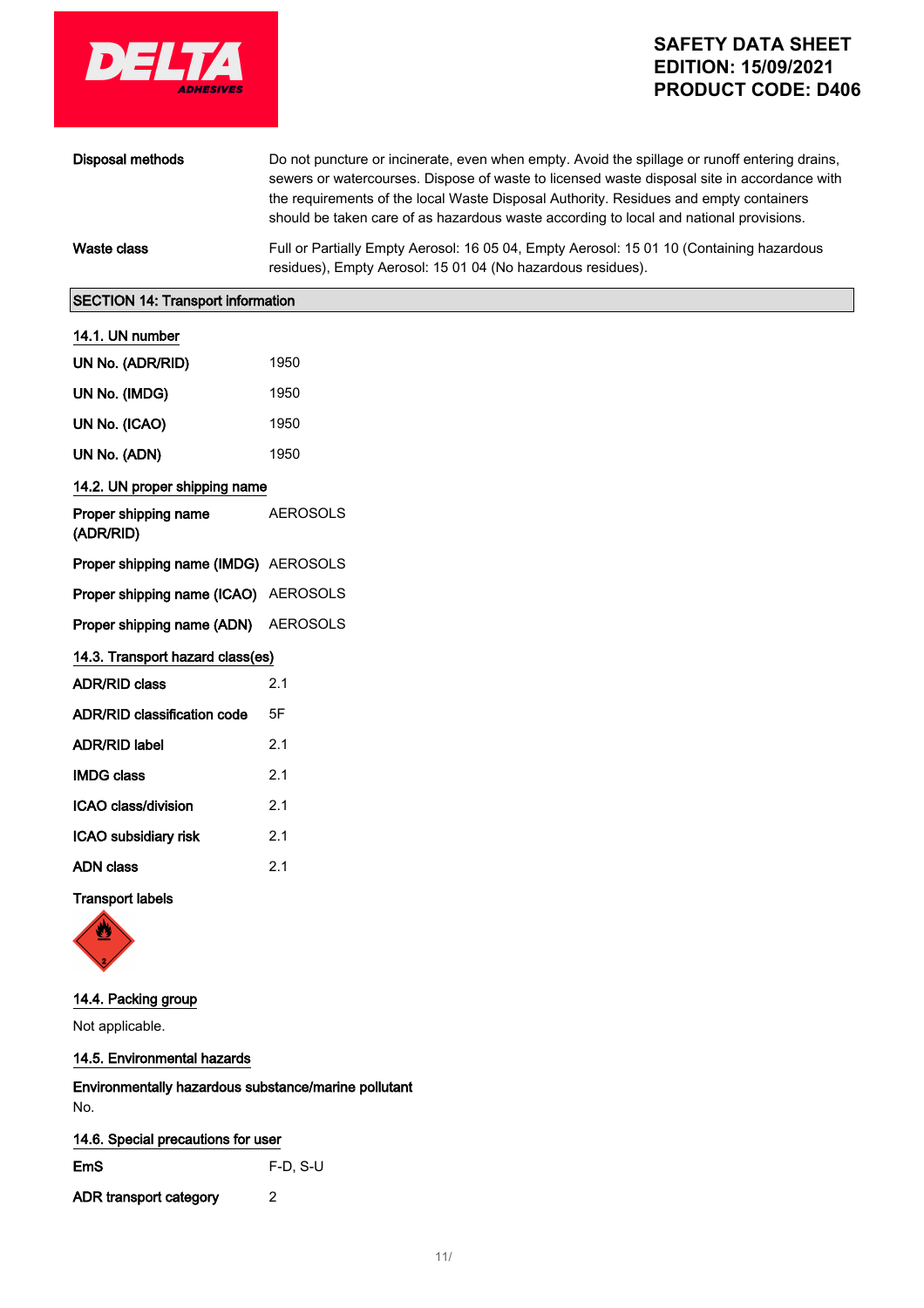| | |
|---|---|
| **Disposal methods** | Do not puncture or incinerate, even when empty. Avoid the spillage or runoff entering drains, sewers or watercourses. Dispose of waste to licensed waste disposal site in accordance with the requirements of the local Waste Disposal Authority. Residues and empty containers should be taken care of as hazardous waste according to local and national provisions. |
| **Waste class** | Full or Partially Empty Aerosol: 16 05 04, Empty Aerosol: 15 01 10 (Containing hazardous residues), Empty Aerosol: 15 01 04 (No hazardous residues). |

## SECTION 14: Transport information

### 14.1. UN number

| | |
|---|---|
| **UN No. (ADR/RID)** | 1950 |
| **UN No. (IMDG)** | 1950 |
| **UN No. (ICAO)** | 1950 |
| **UN No. (ADN)** | 1950 |

### 14.2. UN proper shipping name

| | |
|---|---|
| **Proper shipping name (ADR/RID)** | AEROSOLS |
| **Proper shipping name (IMDG)** | AEROSOLS |
| **Proper shipping name (ICAO)** | AEROSOLS |
| **Proper shipping name (ADN)** | AEROSOLS |

### 14.3. Transport hazard class(es)

| | |
|---|---|
| **ADR/RID class** | 2.1 |
| **ADR/RID classification code** | 5F |
| **ADR/RID label** | 2.1 |
| **IMDG class** | 2.1 |
| **ICAO class/division** | 2.1 |
| **ICAO subsidiary risk** | 2.1 |
| **ADN class** | 2.1 |

**Transport labels**

### 14.4. Packing group

Not applicable.

### 14.5. Environmental hazards

**Environmentally hazardous substance/marine pollutant**

No.

### 14.6. Special precautions for user

| | |
|---|---|
| **EmS** | F-D, S-U |
| **ADR transport category** | 2 |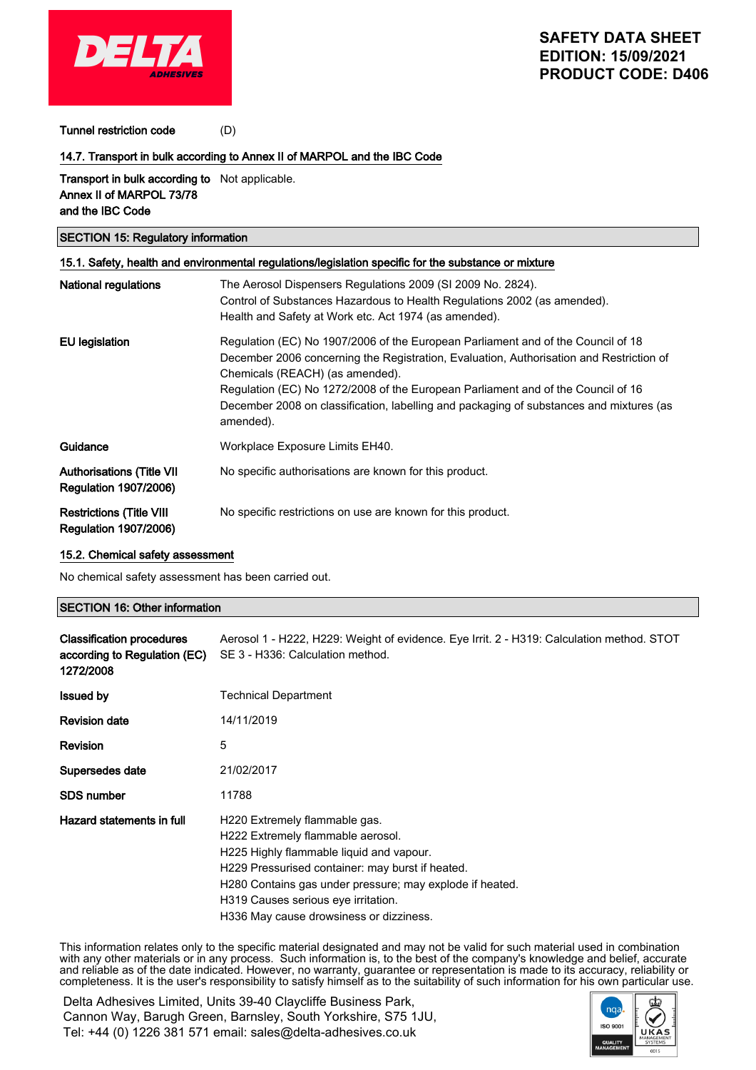| | |
|---|---|
| **Tunnel restriction code** | (D) |

### 14.7. Transport in bulk according to Annex II of MARPOL and the IBC Code

| | |
|---|---|
| **Transport in bulk according to Annex II of MARPOL 73/78 and the IBC Code** | Not applicable. |

## SECTION 15: Regulatory information

### 15.1. Safety, health and environmental regulations/legislation specific for the substance or mixture

| | |
|---|---|
| **National regulations** | The Aerosol Dispensers Regulations 2009 (SI 2009 No. 2824).<br>Control of Substances Hazardous to Health Regulations 2002 (as amended).<br>Health and Safety at Work etc. Act 1974 (as amended). |
| **EU legislation** | Regulation (EC) No 1907/2006 of the European Parliament and of the Council of 18 December 2006 concerning the Registration, Evaluation, Authorisation and Restriction of Chemicals (REACH) (as amended).<br>Regulation (EC) No 1272/2008 of the European Parliament and of the Council of 16 December 2008 on classification, labelling and packaging of substances and mixtures (as amended). |
| **Guidance** | Workplace Exposure Limits EH40. |
| **Authorisations (Title VII Regulation 1907/2006)** | No specific authorisations are known for this product. |
| **Restrictions (Title VIII Regulation 1907/2006)** | No specific restrictions on use are known for this product. |

### 15.2. Chemical safety assessment

No chemical safety assessment has been carried out.

## SECTION 16: Other information

| | |
|---|---|
| **Classification procedures according to Regulation (EC) 1272/2008** | Aerosol 1 - H222, H229: Weight of evidence. Eye Irrit. 2 - H319: Calculation method. STOT SE 3 - H336: Calculation method. |
| **Issued by** | Technical Department |
| **Revision date** | 14/11/2019 |
| **Revision** | 5 |
| **Supersedes date** | 21/02/2017 |
| **SDS number** | 11788 |
| **Hazard statements in full** | H220 Extremely flammable gas.<br>H222 Extremely flammable aerosol.<br>H225 Highly flammable liquid and vapour.<br>H229 Pressurised container: may burst if heated.<br>H280 Contains gas under pressure; may explode if heated.<br>H319 Causes serious eye irritation.<br>H336 May cause drowsiness or dizziness. |

This information relates only to the specific material designated and may not be valid for such material used in combination with any other materials or in any process. Such information is, to the best of the company's knowledge and belief, accurate and reliable as of the date indicated. However, no warranty, guarantee or representation is made to its accuracy, reliability or completeness. It is the user's responsibility to satisfy himself as to the suitability of such information for his own particular use.

Delta Adhesives Limited, Units 39-40 Claycliffe Business Park,
Cannon Way, Barugh Green, Barnsley, South Yorkshire, S75 1JU,
Tel: +44 (0) 1226 381 571 email: sales@delta-adhesives.co.uk